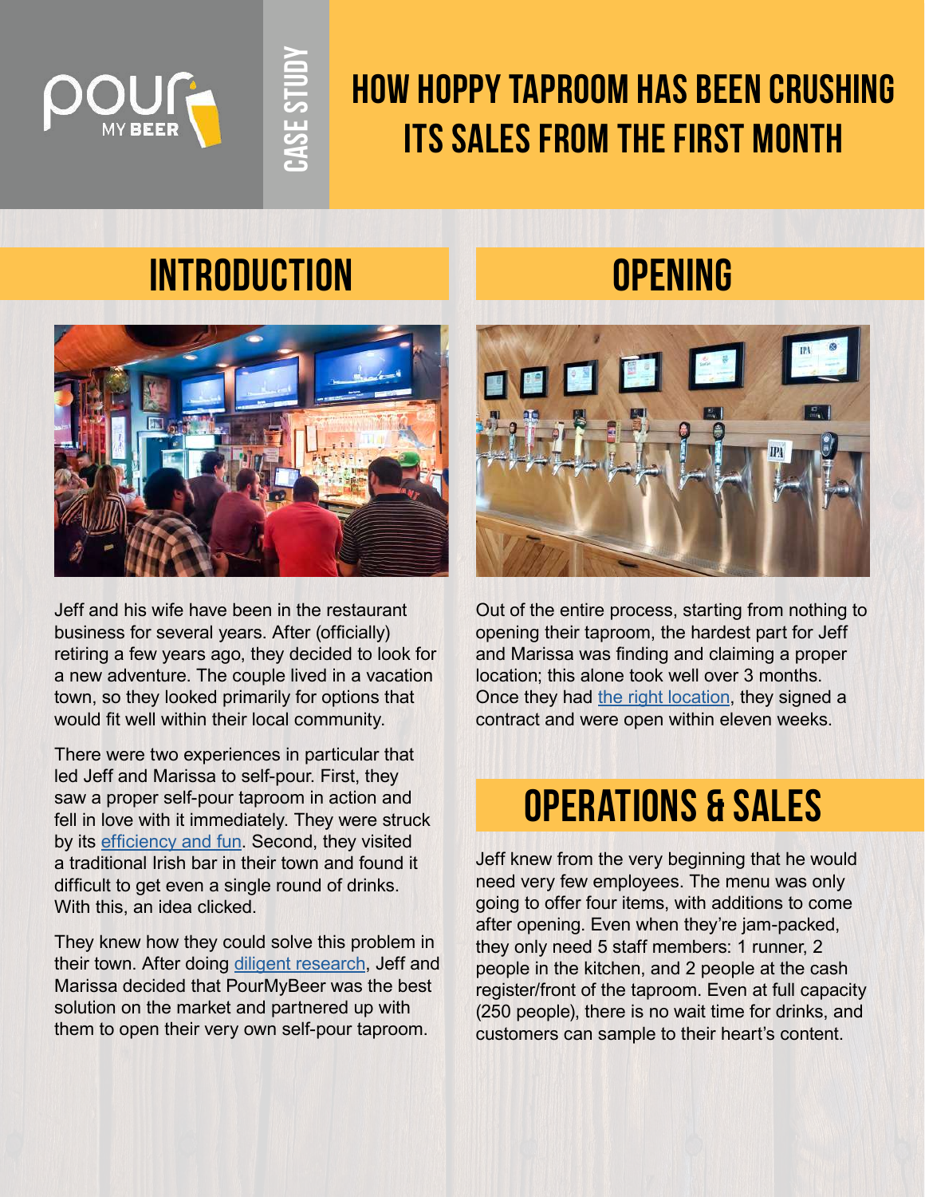# How Hoppy Taproom Has Been Crushing Its Sales from the First Month

CASE STUDY

## Introduction

Jeff and his wife have been in the restaurant business for several years. After (officially) retiring a few years ago, they decided to look for a new adventure. The couple lived in a vacation town, so they looked primarily for options that would fit well within their local community.

There were two experiences in particular that led Jeff and Marissa to self-pour. First, they saw a proper self-pour taproom in action and fell in love with it immediately. They were struck by its efficiency and fun. Second, they visited a traditional Irish bar in their town and found it difficult to get even a single round of drinks. With this, an idea clicked.

They knew how they could solve this problem in their town. After doing diligent research, Jeff and Marissa decided that PourMyBeer was the best solution on the market and partnered up with them to open their very own self-pour taproom.

## Opening

Out of the entire process, starting from nothing to opening their taproom, the hardest part for Jeff and Marissa was finding and claiming a proper location; this alone took well over 3 months. Once they had the right location, they signed a contract and were open within eleven weeks.

## Operations & Sales

Jeff knew from the very beginning that he would need very few employees. The menu was only going to offer four items, with additions to come after opening. Even when they're jam-packed, they only need 5 staff members: 1 runner, 2 people in the kitchen, and 2 people at the cash register/front of the taproom. Even at full capacity (250 people), there is no wait time for drinks, and customers can sample to their heart's content.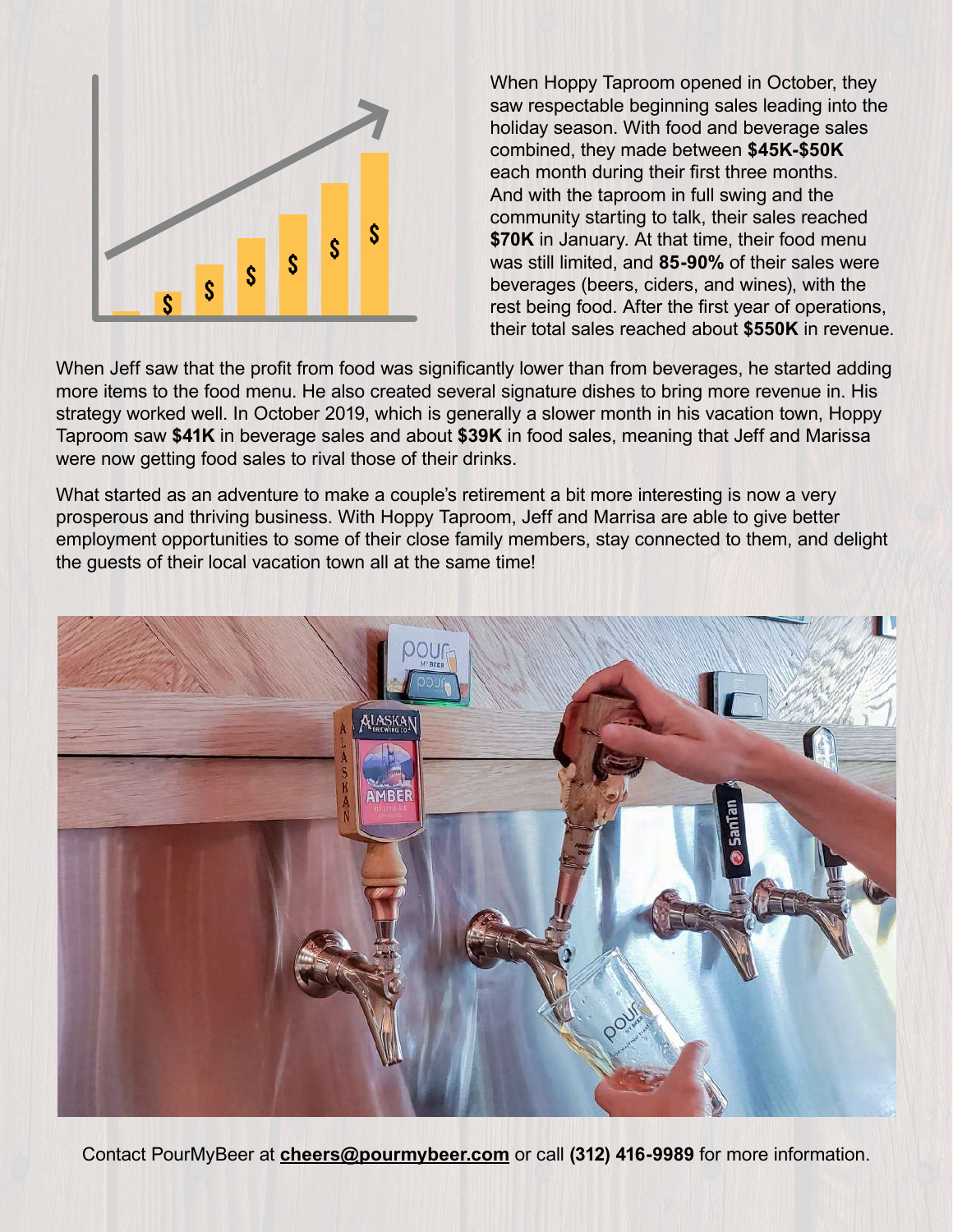When Hoppy Taproom opened in October, they saw respectable beginning sales leading into the holiday season. With food and beverage sales combined, they made between **$45K-$50K** each month during their first three months. And with the taproom in full swing and the community starting to talk, their sales reached **$70K** in January. At that time, their food menu was still limited, and **85-90%** of their sales were beverages (beers, ciders, and wines), with the rest being food. After the first year of operations, their total sales reached about **$550K** in revenue.

When Jeff saw that the profit from food was significantly lower than from beverages, he started adding more items to the food menu. He also created several signature dishes to bring more revenue in. His strategy worked well. In October 2019, which is generally a slower month in his vacation town, Hoppy Taproom saw **$41K** in beverage sales and about **$39K** in food sales, meaning that Jeff and Marissa were now getting food sales to rival those of their drinks.

What started as an adventure to make a couple's retirement a bit more interesting is now a very prosperous and thriving business. With Hoppy Taproom, Jeff and Marrisa are able to give better employment opportunities to some of their close family members, stay connected to them, and delight the guests of their local vacation town all at the same time!

Contact PourMyBeer at **cheers@pourmybeer.com** or call **(312) 416-9989** for more information.